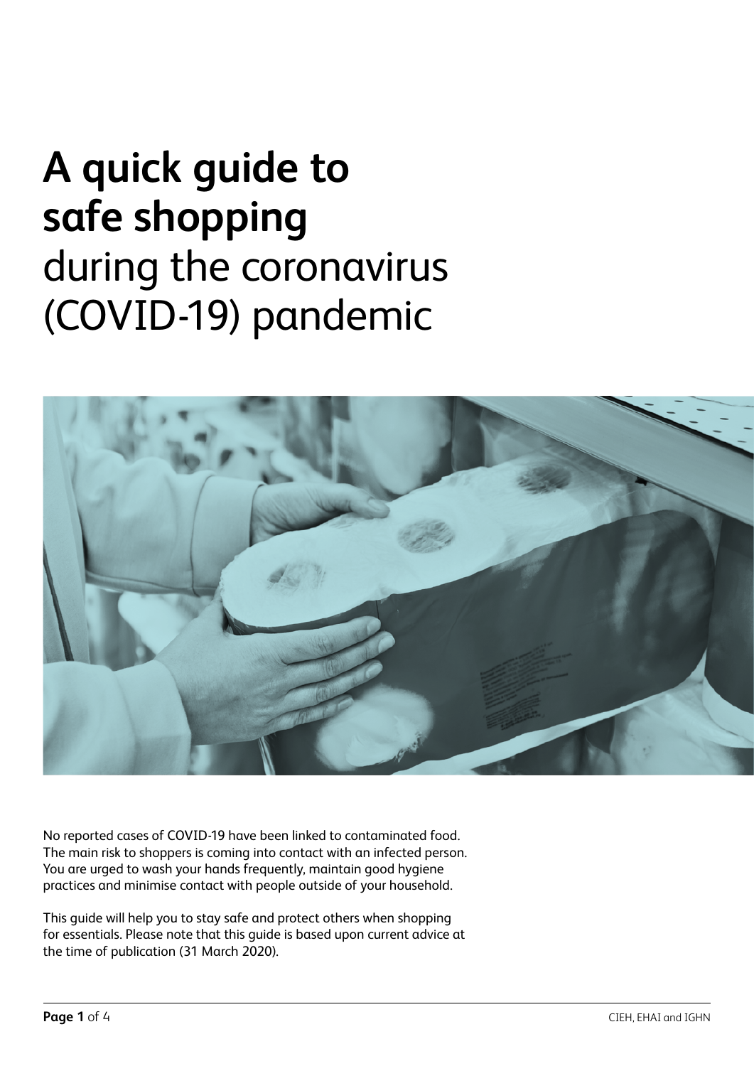# A quick guide to safe shopping during the coronavirus (COVID-19) pandemic

No reported cases of COVID-19 have been linked to contaminated food. The main risk to shoppers is coming into contact with an infected person. You are urged to wash your hands frequently, maintain good hygiene practices and minimise contact with people outside of your household.

This guide will help you to stay safe and protect others when shopping for essentials. Please note that this guide is based upon current advice at the time of publication (31 March 2020).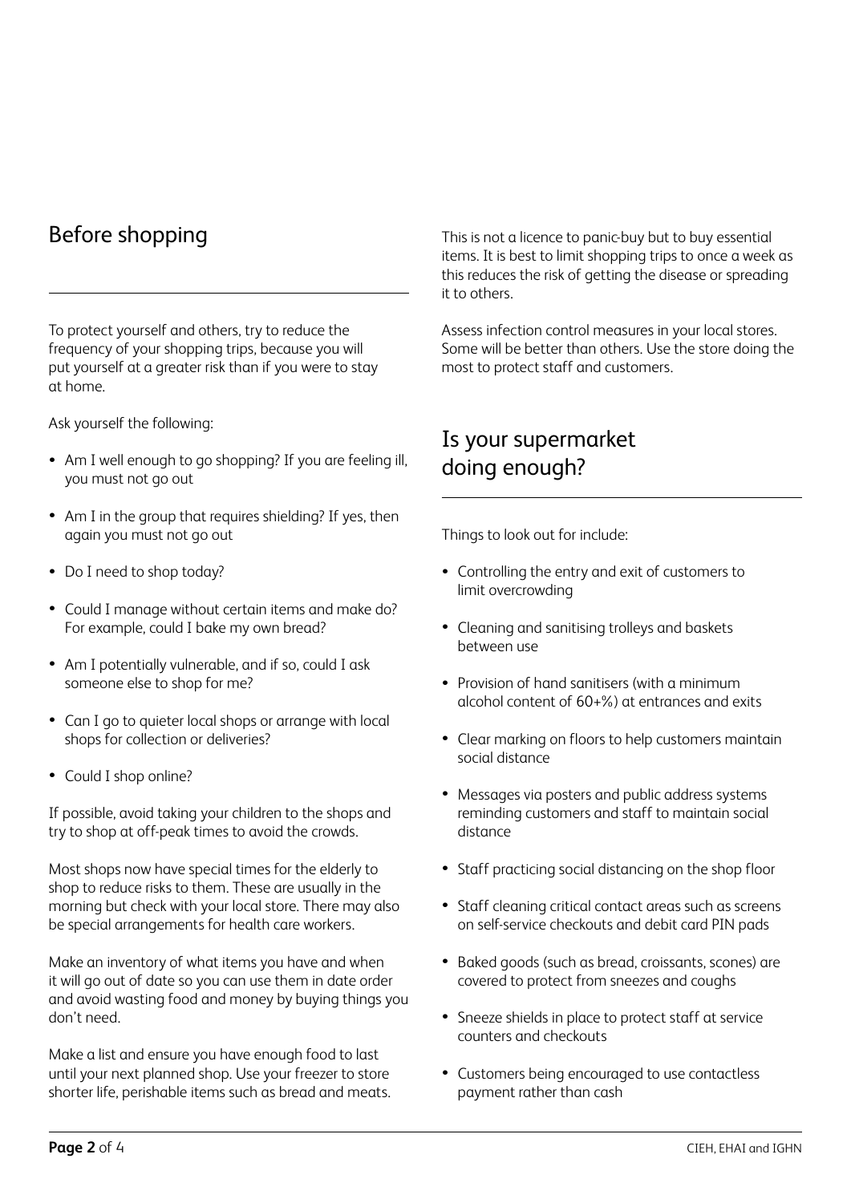## Before shopping

To protect yourself and others, try to reduce the frequency of your shopping trips, because you will put yourself at a greater risk than if you were to stay at home.

Ask yourself the following:

- Am I well enough to go shopping? If you are feeling ill, you must not go out
- Am I in the group that requires shielding? If yes, then again you must not go out
- Do I need to shop today?
- Could I manage without certain items and make do? For example, could I bake my own bread?
- Am I potentially vulnerable, and if so, could I ask someone else to shop for me?
- Can I go to quieter local shops or arrange with local shops for collection or deliveries?
- Could I shop online?

If possible, avoid taking your children to the shops and try to shop at off-peak times to avoid the crowds.

Most shops now have special times for the elderly to shop to reduce risks to them. These are usually in the morning but check with your local store. There may also be special arrangements for health care workers.

Make an inventory of what items you have and when it will go out of date so you can use them in date order and avoid wasting food and money by buying things you don't need.

Make a list and ensure you have enough food to last until your next planned shop. Use your freezer to store shorter life, perishable items such as bread and meats. This is not a licence to panic-buy but to buy essential items. It is best to limit shopping trips to once a week as this reduces the risk of getting the disease or spreading it to others.

Assess infection control measures in your local stores. Some will be better than others. Use the store doing the most to protect staff and customers.

## Is your supermarket doing enough?

Things to look out for include:

- Controlling the entry and exit of customers to limit overcrowding
- Cleaning and sanitising trolleys and baskets between use
- Provision of hand sanitisers (with a minimum alcohol content of 60+%) at entrances and exits
- Clear marking on floors to help customers maintain social distance
- Messages via posters and public address systems reminding customers and staff to maintain social distance
- Staff practicing social distancing on the shop floor
- Staff cleaning critical contact areas such as screens on self-service checkouts and debit card PIN pads
- Baked goods (such as bread, croissants, scones) are covered to protect from sneezes and coughs
- Sneeze shields in place to protect staff at service counters and checkouts
- Customers being encouraged to use contactless payment rather than cash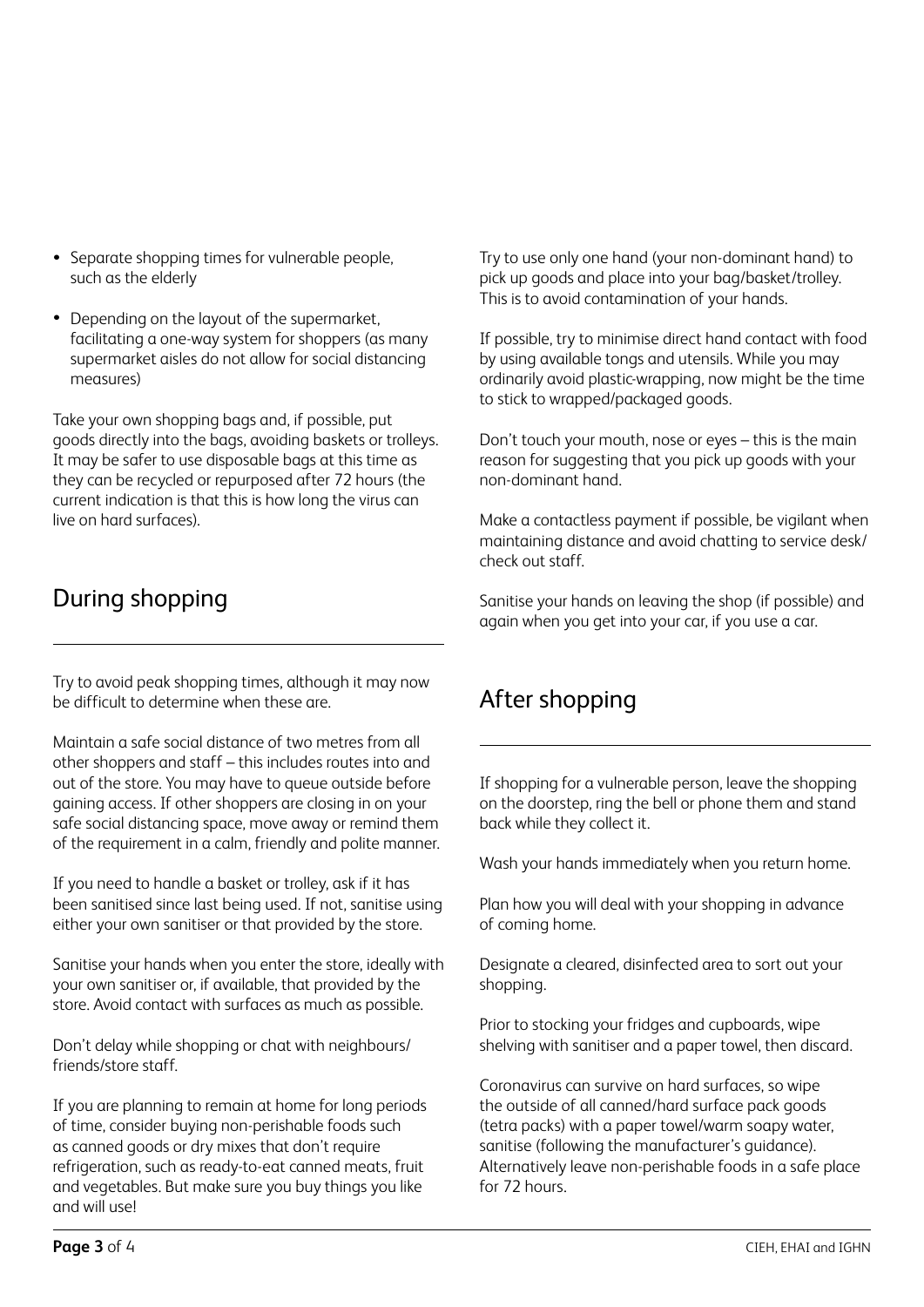- Separate shopping times for vulnerable people, such as the elderly
- Depending on the layout of the supermarket, facilitating a one-way system for shoppers (as many supermarket aisles do not allow for social distancing measures)

Take your own shopping bags and, if possible, put goods directly into the bags, avoiding baskets or trolleys. It may be safer to use disposable bags at this time as they can be recycled or repurposed after 72 hours (the current indication is that this is how long the virus can live on hard surfaces).

## During shopping

Try to avoid peak shopping times, although it may now be difficult to determine when these are.

Maintain a safe social distance of two metres from all other shoppers and staff – this includes routes into and out of the store. You may have to queue outside before gaining access. If other shoppers are closing in on your safe social distancing space, move away or remind them of the requirement in a calm, friendly and polite manner.

If you need to handle a basket or trolley, ask if it has been sanitised since last being used. If not, sanitise using either your own sanitiser or that provided by the store.

Sanitise your hands when you enter the store, ideally with your own sanitiser or, if available, that provided by the store. Avoid contact with surfaces as much as possible.

Don't delay while shopping or chat with neighbours/friends/store staff.

If you are planning to remain at home for long periods of time, consider buying non-perishable foods such as canned goods or dry mixes that don't require refrigeration, such as ready-to-eat canned meats, fruit and vegetables. But make sure you buy things you like and will use!

Try to use only one hand (your non-dominant hand) to pick up goods and place into your bag/basket/trolley. This is to avoid contamination of your hands.

If possible, try to minimise direct hand contact with food by using available tongs and utensils. While you may ordinarily avoid plastic-wrapping, now might be the time to stick to wrapped/packaged goods.

Don't touch your mouth, nose or eyes – this is the main reason for suggesting that you pick up goods with your non-dominant hand.

Make a contactless payment if possible, be vigilant when maintaining distance and avoid chatting to service desk/check out staff.

Sanitise your hands on leaving the shop (if possible) and again when you get into your car, if you use a car.

## After shopping

If shopping for a vulnerable person, leave the shopping on the doorstep, ring the bell or phone them and stand back while they collect it.

Wash your hands immediately when you return home.

Plan how you will deal with your shopping in advance of coming home.

Designate a cleared, disinfected area to sort out your shopping.

Prior to stocking your fridges and cupboards, wipe shelving with sanitiser and a paper towel, then discard.

Coronavirus can survive on hard surfaces, so wipe the outside of all canned/hard surface pack goods (tetra packs) with a paper towel/warm soapy water, sanitise (following the manufacturer's guidance). Alternatively leave non-perishable foods in a safe place for 72 hours.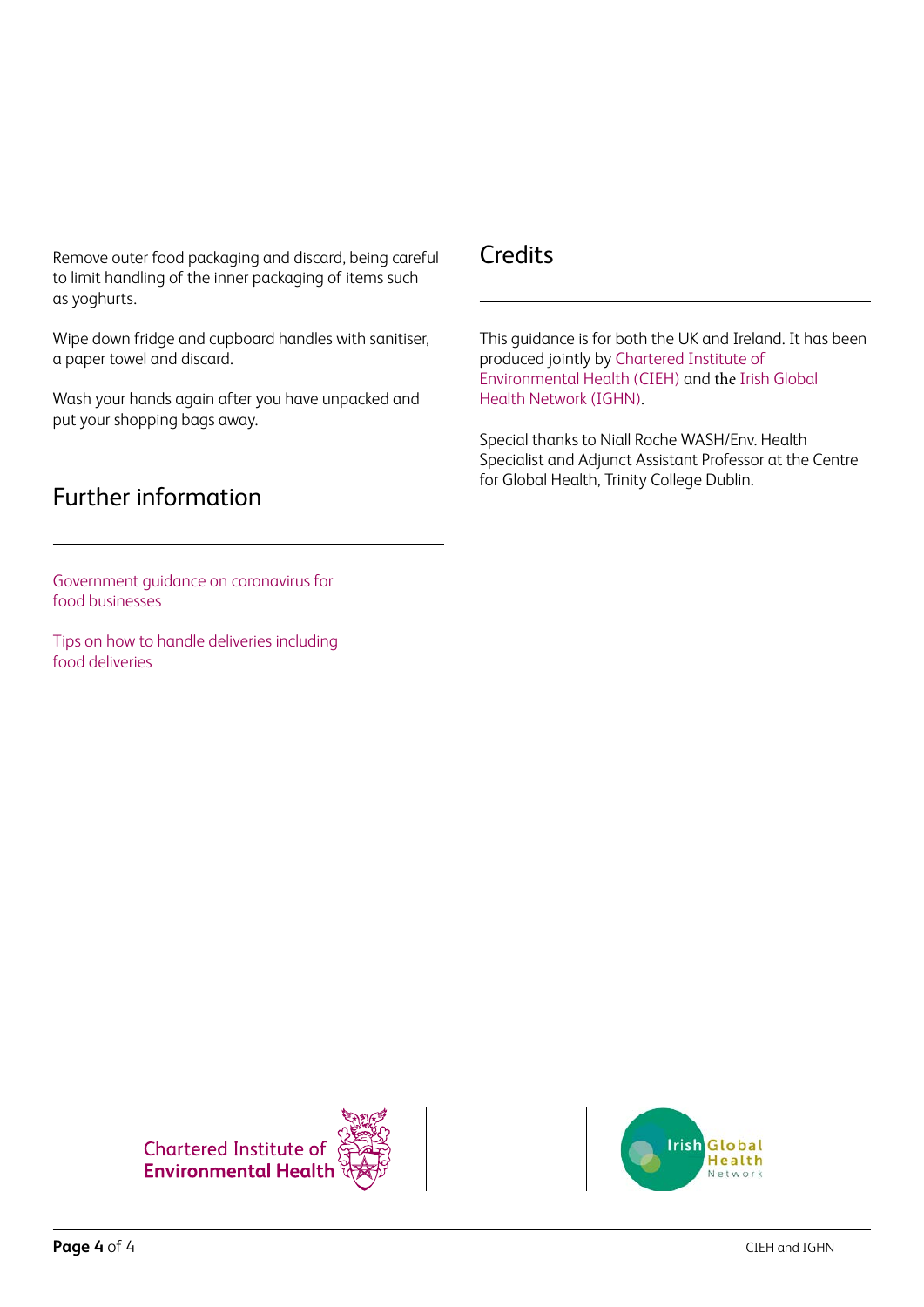Remove outer food packaging and discard, being careful to limit handling of the inner packaging of items such as yoghurts.

Wipe down fridge and cupboard handles with sanitiser, a paper towel and discard.

Wash your hands again after you have unpacked and put your shopping bags away.

## Further information

Government guidance on coronavirus for food businesses

Tips on how to handle deliveries including food deliveries

## Credits

This guidance is for both the UK and Ireland. It has been produced jointly by Chartered Institute of Environmental Health (CIEH) and the Irish Global Health Network (IGHN).

Special thanks to Niall Roche WASH/Env. Health Specialist and Adjunct Assistant Professor at the Centre for Global Health, Trinity College Dublin.

Chartered Institute of Environmental Health

Irish Global Health Network